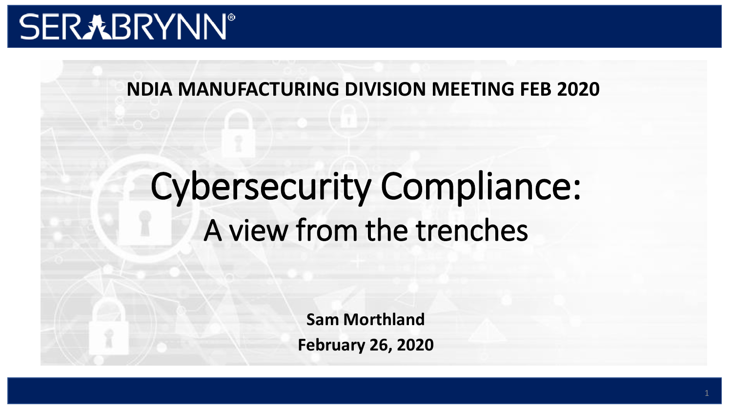SERABRYNN®

**NDIA MANUFACTURING DIVISION MEETING FEB 2020**

# Cybersecurity Compliance:

## A view from the trenches

**Sam Morthland**

**February 26, 2020**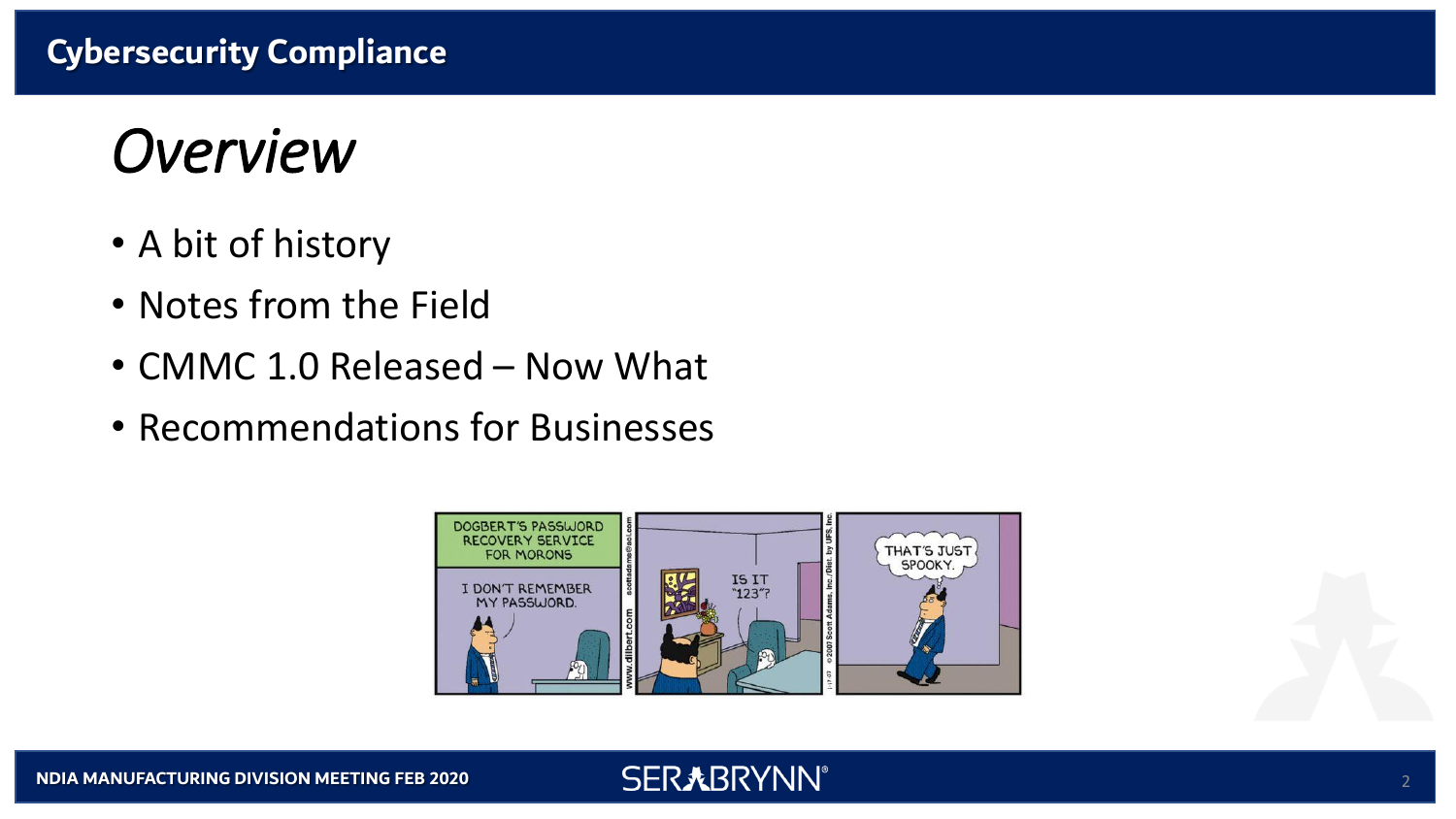# Overview

- A bit of history
- Notes from the Field
- CMMC 1.0 Released – Now What
- Recommendations for Businesses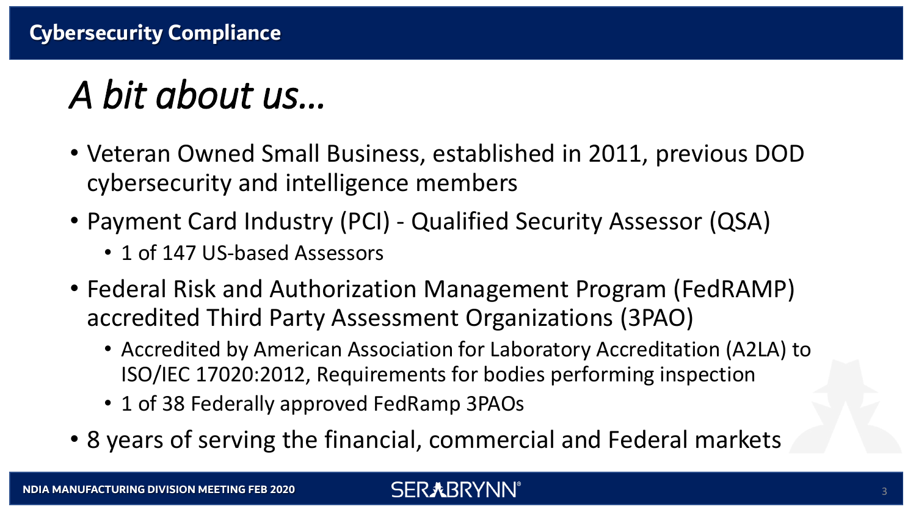## Cybersecurity Compliance

# *A bit about us…*

- Veteran Owned Small Business, established in 2011, previous DOD cybersecurity and intelligence members
- Payment Card Industry (PCI) - Qualified Security Assessor (QSA)
  - 1 of 147 US-based Assessors
- Federal Risk and Authorization Management Program (FedRAMP) accredited Third Party Assessment Organizations (3PAO)
  - Accredited by American Association for Laboratory Accreditation (A2LA) to ISO/IEC 17020:2012, Requirements for bodies performing inspection
  - 1 of 38 Federally approved FedRamp 3PAOs
- 8 years of serving the financial, commercial and Federal markets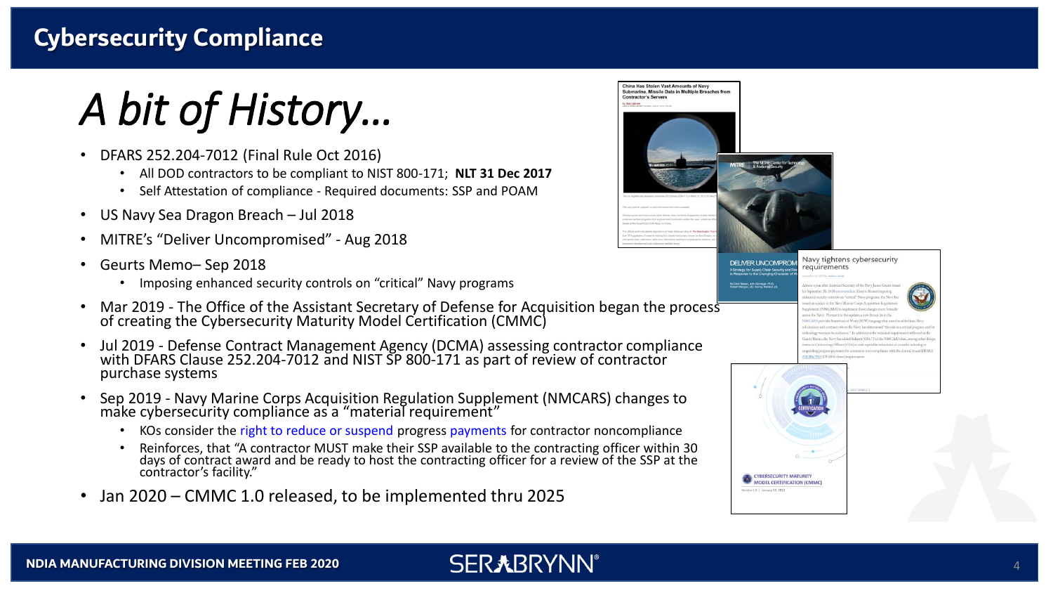## Cybersecurity Compliance

# *A bit of History…*

- DFARS 252.204-7012 (Final Rule Oct 2016)
  - All DOD contractors to be compliant to NIST 800-171; **NLT 31 Dec 2017**
  - Self Attestation of compliance - Required documents: SSP and POAM
- US Navy Sea Dragon Breach – Jul 2018
- MITRE's "Deliver Uncompromised" - Aug 2018
- Geurts Memo– Sep 2018
  - Imposing enhanced security controls on "critical" Navy programs
- Mar 2019 - The Office of the Assistant Secretary of Defense for Acquisition began the process of creating the Cybersecurity Maturity Model Certification (CMMC)
- Jul 2019 - Defense Contract Management Agency (DCMA) assessing contractor compliance with DFARS Clause 252.204-7012 and NIST SP 800-171 as part of review of contractor purchase systems
- Sep 2019 - Navy Marine Corps Acquisition Regulation Supplement (NMCARS) changes to make cybersecurity compliance as a "material requirement"
  - KOs consider the right to reduce or suspend progress payments for contractor noncompliance
  - Reinforces, that "A contractor MUST make their SSP available to the contracting officer within 30 days of contract award and be ready to host the contracting officer for a review of the SSP at the contractor's facility."
- Jan 2020 – CMMC 1.0 released, to be implemented thru 2025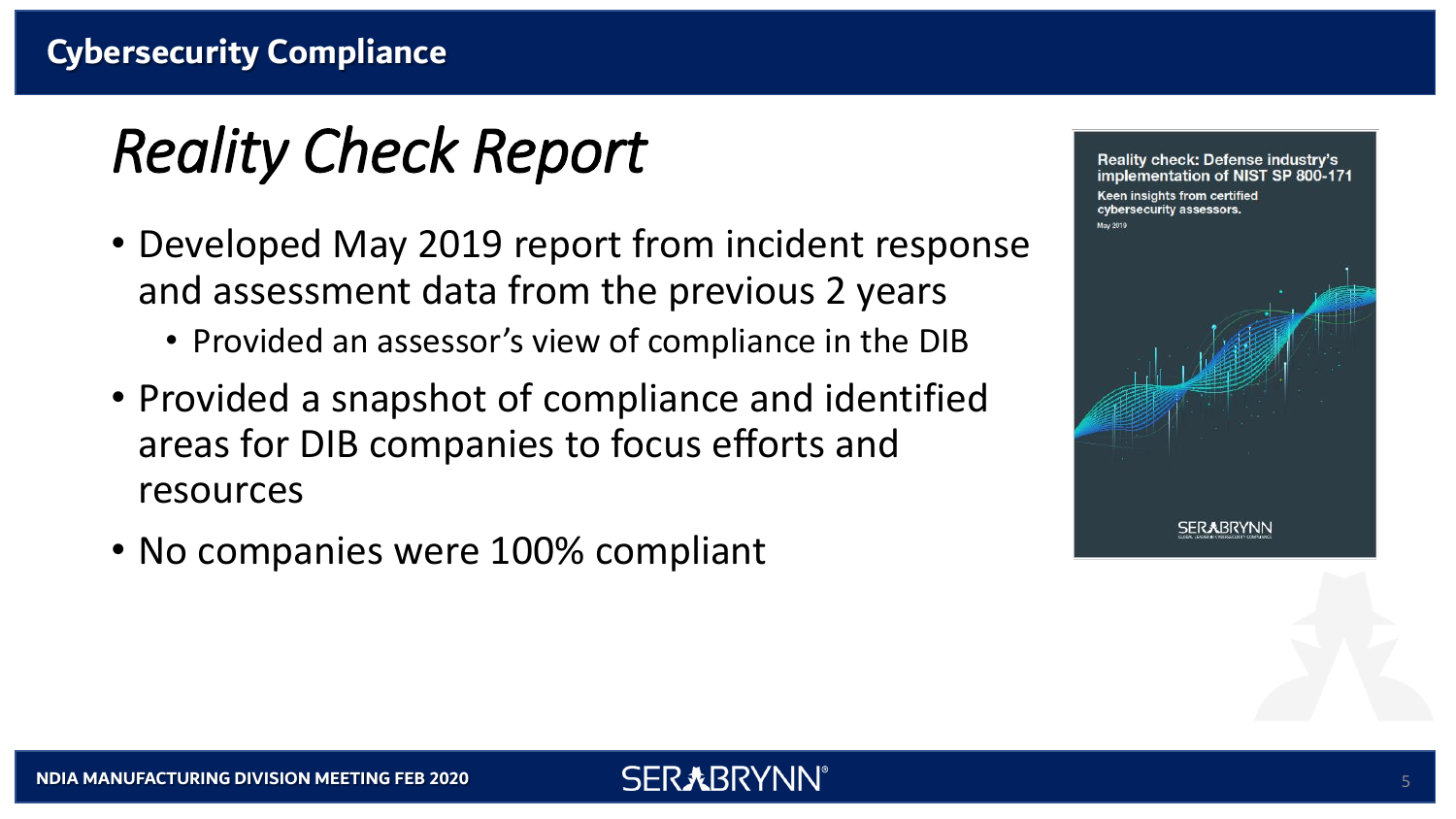## Cybersecurity Compliance

# *Reality Check Report*

- Developed May 2019 report from incident response and assessment data from the previous 2 years
  - Provided an assessor's view of compliance in the DIB
- Provided a snapshot of compliance and identified areas for DIB companies to focus efforts and resources
- No companies were 100% compliant

Reality check: Defense industry's implementation of NIST SP 800-171

Keen insights from certified cybersecurity assessors.

May 2019

SERABRYNN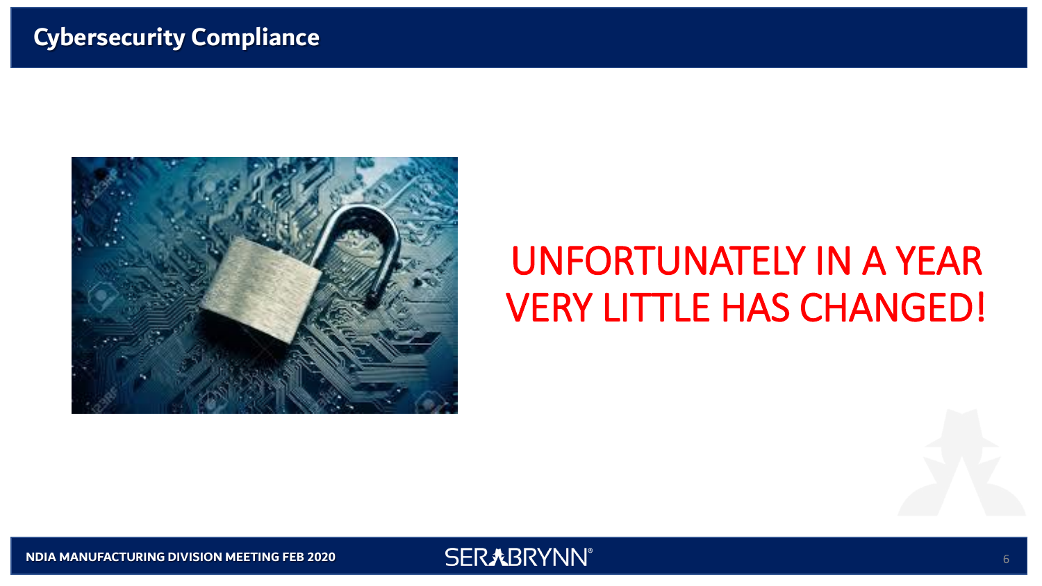## Cybersecurity Compliance

UNFORTUNATELY IN A YEAR VERY LITTLE HAS CHANGED!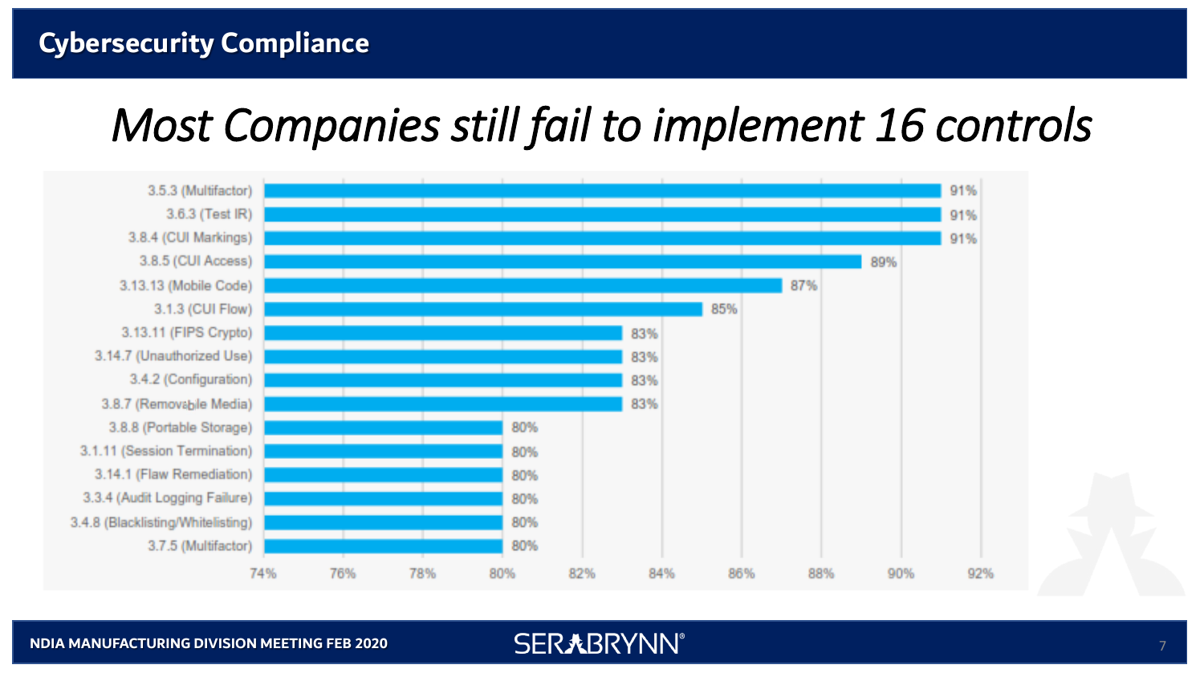# Cybersecurity Compliance

## *Most Companies still fail to implement 16 controls*

| Control | Percentage |
|---|---|
| 3.5.3 (Multifactor) | 91% |
| 3.6.3 (Test IR) | 91% |
| 3.8.4 (CUI Markings) | 91% |
| 3.8.5 (CUI Access) | 89% |
| 3.13.13 (Mobile Code) | 87% |
| 3.1.3 (CUI Flow) | 85% |
| 3.13.11 (FIPS Crypto) | 83% |
| 3.14.7 (Unauthorized Use) | 83% |
| 3.4.2 (Configuration) | 83% |
| 3.8.7 (Removable Media) | 83% |
| 3.8.8 (Portable Storage) | 80% |
| 3.1.11 (Session Termination) | 80% |
| 3.14.1 (Flaw Remediation) | 80% |
| 3.3.4 (Audit Logging Failure) | 80% |
| 3.4.8 (Blacklisting/Whitelisting) | 80% |
| 3.7.5 (Multifactor) | 80% |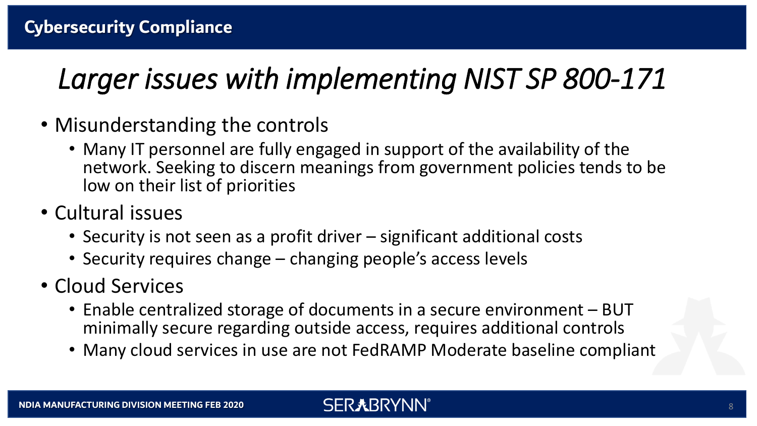# Larger issues with implementing NIST SP 800-171

- Misunderstanding the controls
  - Many IT personnel are fully engaged in support of the availability of the network. Seeking to discern meanings from government policies tends to be low on their list of priorities
- Cultural issues
  - Security is not seen as a profit driver – significant additional costs
  - Security requires change – changing people's access levels
- Cloud Services
  - Enable centralized storage of documents in a secure environment – BUT minimally secure regarding outside access, requires additional controls
  - Many cloud services in use are not FedRAMP Moderate baseline compliant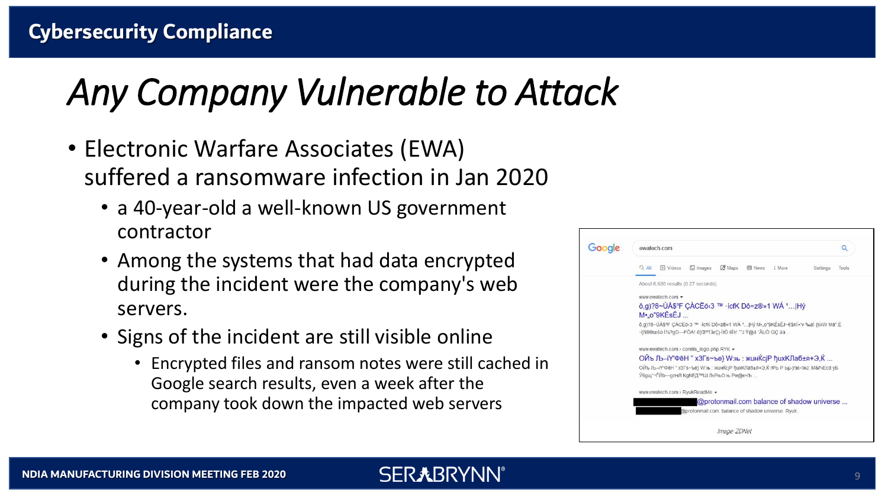# Any Company Vulnerable to Attack

- Electronic Warfare Associates (EWA) suffered a ransomware infection in Jan 2020
  - a 40-year-old a well-known US government contractor
  - Among the systems that had data encrypted during the incident were the company's web servers.
  - Signs of the incident are still visible online
    - Encrypted files and ransom notes were still cached in Google search results, even a week after the company took down the impacted web servers

Image: ZDNet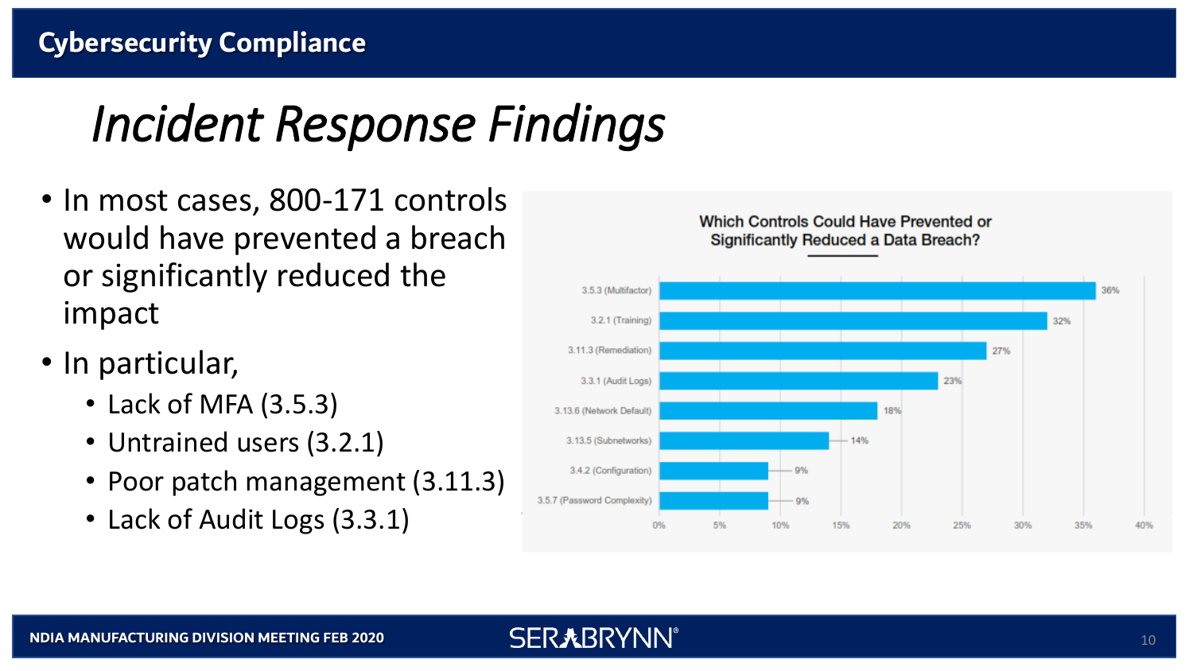## Cybersecurity Compliance

# *Incident Response Findings*

- In most cases, 800-171 controls would have prevented a breach or significantly reduced the impact
- In particular,
  - Lack of MFA (3.5.3)
  - Untrained users (3.2.1)
  - Poor patch management (3.11.3)
  - Lack of Audit Logs (3.3.1)

**Which Controls Could Have Prevented or Significantly Reduced a Data Breach?**

| Control | Percentage |
| --- | --- |
| 3.5.3 (Multifactor) | 36% |
| 3.2.1 (Training) | 32% |
| 3.11.3 (Remediation) | 27% |
| 3.3.1 (Audit Logs) | 23% |
| 3.13.6 (Network Default) | 18% |
| 3.13.5 (Subnetworks) | 14% |
| 3.4.2 (Configuration) | 9% |
| 3.5.7 (Password Complexity) | 9% |

NDIA MANUFACTURING DIVISION MEETING FEB 2020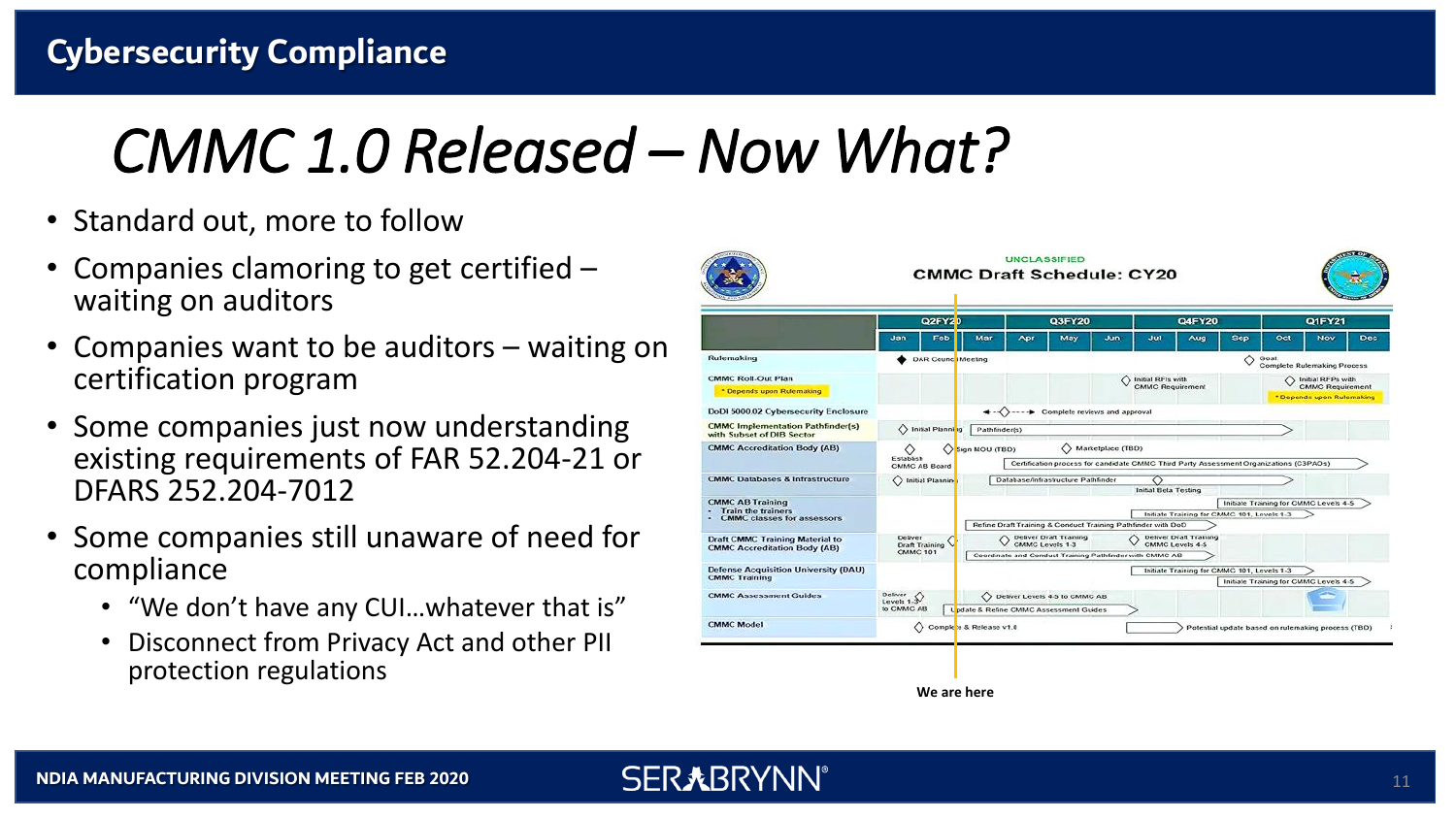# CMMC 1.0 Released – Now What?

- Standard out, more to follow
- Companies clamoring to get certified – waiting on auditors
- Companies want to be auditors – waiting on certification program
- Some companies just now understanding existing requirements of FAR 52.204-21 or DFARS 252.204-7012
- Some companies still unaware of need for compliance
  - "We don't have any CUI…whatever that is"
  - Disconnect from Privacy Act and other PII protection regulations

UNCLASSIFIED

**CMMC Draft Schedule: CY20**

| | Q2FY20 | | | Q3FY20 | | | Q4FY20 | | | Q1FY21 | | |
|---|---|---|---|---|---|---|---|---|---|---|---|---|
| | Jan | Feb | Mar | Apr | May | Jun | Jul | Aug | Sep | Oct | Nov | Dec |
| Rulemaking | DAR Council Meeting | | | | | | | | | Goal: Complete Rulemaking Process | | |
| CMMC Roll-Out Plan (* Depends upon Rulemaking) | | | | | | | Initial RFIs with CMMC Requirement | | | Initial RFPs with CMMC Requirement (* Depends upon Rulemaking) | | |
| DoDI 5000.02 Cybersecurity Enclosure | | Complete reviews and approval | | | | | | | | | | |
| CMMC Implementation Pathfinder(s) with Subset of DIB Sector | Initial Planning | Pathfinder(s) | | | | | | | | | | |
| CMMC Accreditation Body (AB) | Establish CMMC AB Board | Sign MOU (TBD) | | Marketplace (TBD); Certification process for candidate CMMC Third Party Assessment Organizations (C3PAOs) | | | | | | | | |
| CMMC Databases & Infrastructure | Initial Planning | Database/Infrastructure Pathfinder | | | | | Initial Beta Testing | | | | | |
| CMMC AB Training - Train the trainers - CMMC classes for assessors | | Refine Draft Training & Conduct Training Pathfinder with DoD | | | | | Initiate Training for CMMC 101, Levels 1-3 | | | Initiate Training for CMMC Levels 4-5 | | |
| Draft CMMC Training Material to CMMC Accreditation Body (AB) | Deliver Draft Training CMMC 101 | Coordinate and Conduct Training Pathfinder with CMMC AB | | Deliver Draft Training CMMC Levels 1-3 | | | Deliver Draft Training CMMC Levels 4-5 | | | | | |
| Defense Acquisition University (DAU) CMMC Training | | | | | | | Initiate Training for CMMC 101, Levels 1-3 | | | Initiate Training for CMMC Levels 4-5 | | |
| CMMC Assessment Guides | Deliver Levels 1-3 to CMMC AB | Update & Refine CMMC Assessment Guides | | Deliver Levels 4-5 to CMMC AB | | | | | | | | |
| CMMC Model | Complete & Release v1.0 | | | | | | Potential update based on rulemaking process (TBD) | | | | | |

We are here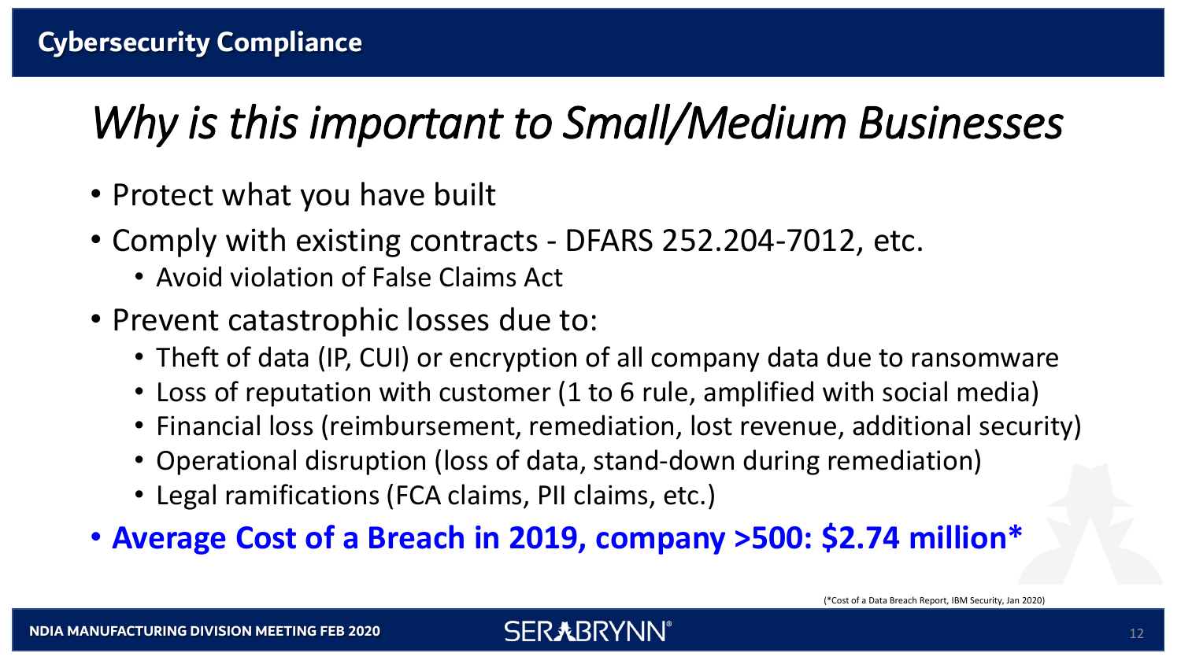## Cybersecurity Compliance

# *Why is this important to Small/Medium Businesses*

- Protect what you have built
- Comply with existing contracts - DFARS 252.204-7012, etc.
  - Avoid violation of False Claims Act
- Prevent catastrophic losses due to:
  - Theft of data (IP, CUI) or encryption of all company data due to ransomware
  - Loss of reputation with customer (1 to 6 rule, amplified with social media)
  - Financial loss (reimbursement, remediation, lost revenue, additional security)
  - Operational disruption (loss of data, stand-down during remediation)
  - Legal ramifications (FCA claims, PII claims, etc.)
- **Average Cost of a Breach in 2019, company >500: $2.74 million***

(*Cost of a Data Breach Report, IBM Security, Jan 2020)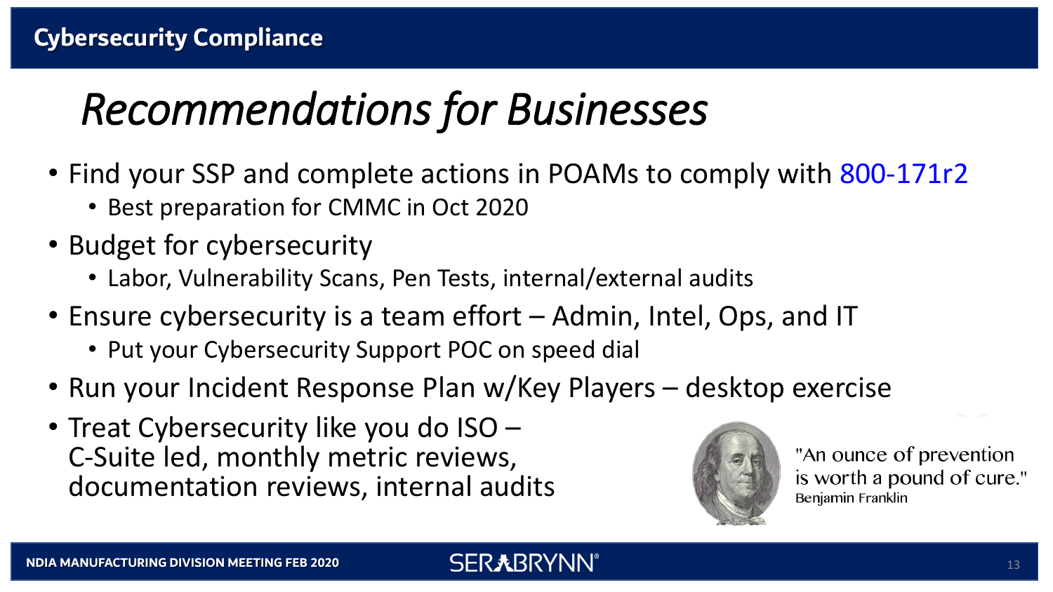# Recommendations for Businesses

- Find your SSP and complete actions in POAMs to comply with 800-171r2
  - Best preparation for CMMC in Oct 2020
- Budget for cybersecurity
  - Labor, Vulnerability Scans, Pen Tests, internal/external audits
- Ensure cybersecurity is a team effort – Admin, Intel, Ops, and IT
  - Put your Cybersecurity Support POC on speed dial
- Run your Incident Response Plan w/Key Players – desktop exercise
- Treat Cybersecurity like you do ISO – C-Suite led, monthly metric reviews, documentation reviews, internal audits

"An ounce of prevention is worth a pound of cure."
Benjamin Franklin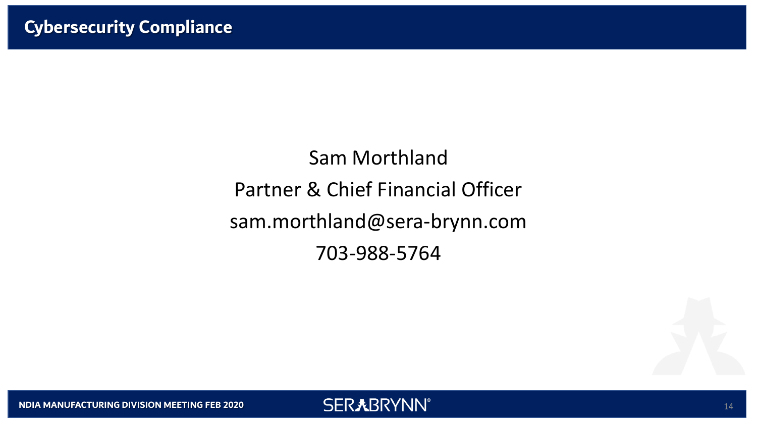# Cybersecurity Compliance

Sam Morthland

Partner & Chief Financial Officer

sam.morthland@sera-brynn.com

703-988-5764